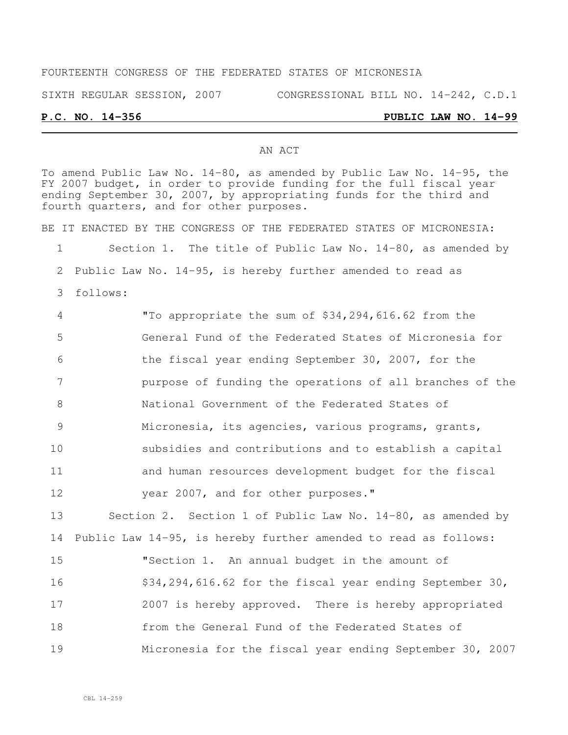FOURTEENTH CONGRESS OF THE FEDERATED STATES OF MICRONESIA

SIXTH REGULAR SESSION, 2007 CONGRESSIONAL BILL NO. 14-242, C.D.1

**P.C. NO. 14-356 PUBLIC LAW NO. 14-99**

AN ACT

To amend Public Law No. 14-80, as amended by Public Law No. 14-95, the FY 2007 budget, in order to provide funding for the full fiscal year ending September 30, 2007, by appropriating funds for the third and fourth quarters, and for other purposes.

BE IT ENACTED BY THE CONGRESS OF THE FEDERATED STATES OF MICRONESIA:

1 Section 1. The title of Public Law No. 14-80, as amended by
2 Public Law No. 14-95, is hereby further amended to read as
3 follows:

4 "To appropriate the sum of $34,294,616.62 from the
5 General Fund of the Federated States of Micronesia for
6 the fiscal year ending September 30, 2007, for the
7 purpose of funding the operations of all branches of the
8 National Government of the Federated States of
9 Micronesia, its agencies, various programs, grants,
10 subsidies and contributions and to establish a capital
11 and human resources development budget for the fiscal
12 year 2007, and for other purposes."

13 Section 2. Section 1 of Public Law No. 14-80, as amended by
14 Public Law 14-95, is hereby further amended to read as follows:

15 "Section 1. An annual budget in the amount of
16 $34,294,616.62 for the fiscal year ending September 30,
17 2007 is hereby approved. There is hereby appropriated
18 from the General Fund of the Federated States of
19 Micronesia for the fiscal year ending September 30, 2007

CBL 14-259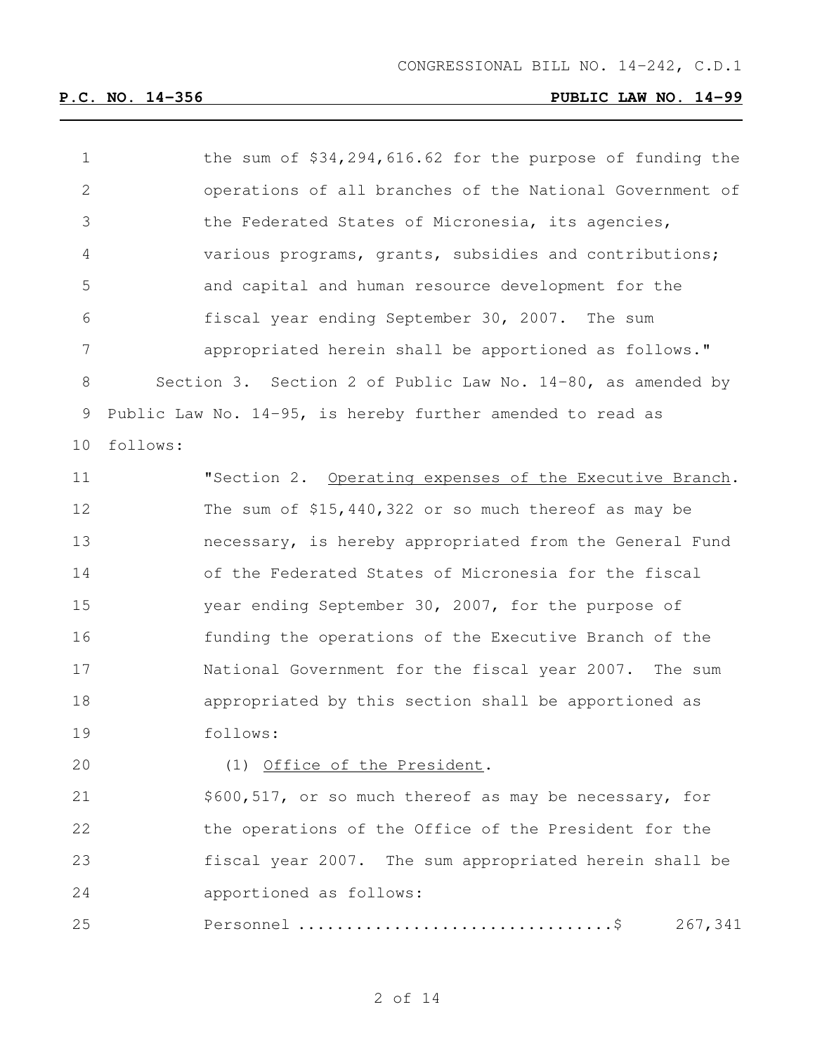the sum of $34,294,616.62 for the purpose of funding the operations of all branches of the National Government of the Federated States of Micronesia, its agencies, various programs, grants, subsidies and contributions; and capital and human resource development for the fiscal year ending September 30, 2007. The sum appropriated herein shall be apportioned as follows."

Section 3. Section 2 of Public Law No. 14-80, as amended by Public Law No. 14-95, is hereby further amended to read as follows:

"Section 2. Operating expenses of the Executive Branch. The sum of $15,440,322 or so much thereof as may be necessary, is hereby appropriated from the General Fund of the Federated States of Micronesia for the fiscal year ending September 30, 2007, for the purpose of funding the operations of the Executive Branch of the National Government for the fiscal year 2007. The sum appropriated by this section shall be apportioned as follows:

(1) Office of the President.

$600,517, or so much thereof as may be necessary, for the operations of the Office of the President for the fiscal year 2007. The sum appropriated herein shall be apportioned as follows:

Personnel ................................$ 267,341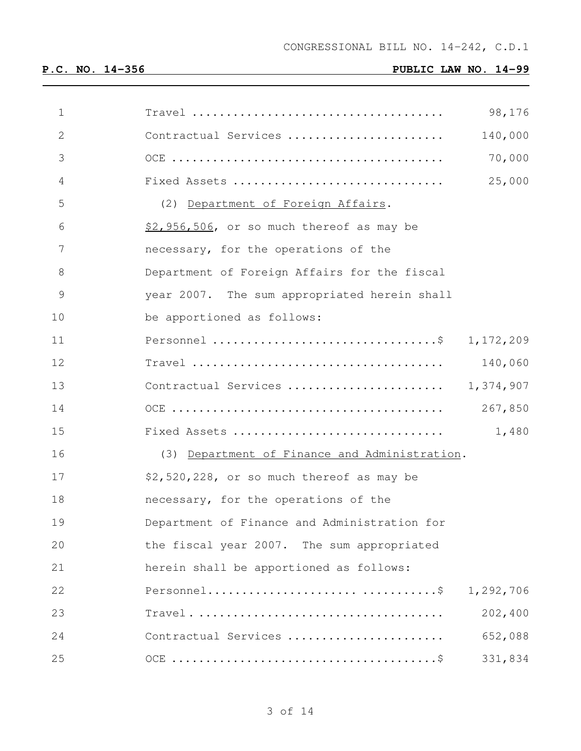| | |
|---|---|
| Travel .................................... | 98,176 |
| Contractual Services ...................... | 140,000 |
| OCE ....................................... | 70,000 |
| Fixed Assets .............................. | 25,000 |

(2) Department of Foreign Affairs.

$2,956,506, or so much thereof as may be necessary, for the operations of the Department of Foreign Affairs for the fiscal year 2007. The sum appropriated herein shall be apportioned as follows:

| | |
|---|---|
| Personnel ................................$ | 1,172,209 |
| Travel .................................... | 140,060 |
| Contractual Services ...................... | 1,374,907 |
| OCE ....................................... | 267,850 |
| Fixed Assets .............................. | 1,480 |

(3) Department of Finance and Administration.

$2,520,228, or so much thereof as may be necessary, for the operations of the Department of Finance and Administration for the fiscal year 2007. The sum appropriated herein shall be apportioned as follows:

| | |
|---|---|
| Personnel.................... ..........$ | 1,292,706 |
| Travel.................................... | 202,400 |
| Contractual Services ...................... | 652,088 |
| OCE ......................................$ | 331,834 |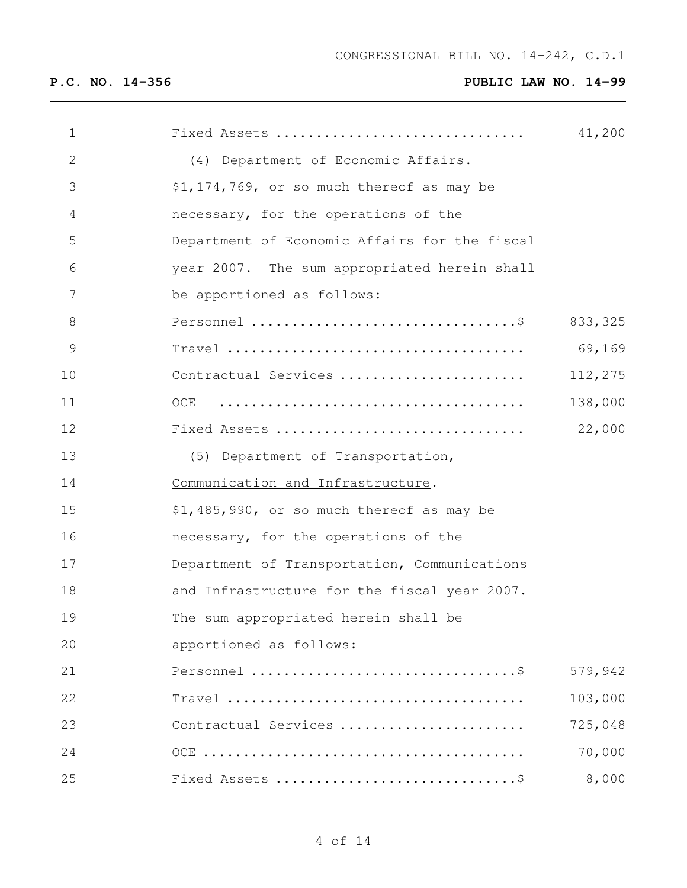Fixed Assets .............................. 41,200

(4) Department of Economic Affairs.

$1,174,769, or so much thereof as may be necessary, for the operations of the Department of Economic Affairs for the fiscal year 2007. The sum appropriated herein shall be apportioned as follows:

| | |
|---|---|
| Personnel ................................$ | 833,325 |
| Travel .................................... | 69,169 |
| Contractual Services ...................... | 112,275 |
| OCE ..................................... | 138,000 |
| Fixed Assets .............................. | 22,000 |

(5) Department of Transportation, Communication and Infrastructure.

$1,485,990, or so much thereof as may be necessary, for the operations of the Department of Transportation, Communications and Infrastructure for the fiscal year 2007. The sum appropriated herein shall be apportioned as follows:

| | |
|---|---|
| Personnel ................................$ | 579,942 |
| Travel .................................... | 103,000 |
| Contractual Services ...................... | 725,048 |
| OCE ....................................... | 70,000 |
| Fixed Assets .............................$ | 8,000 |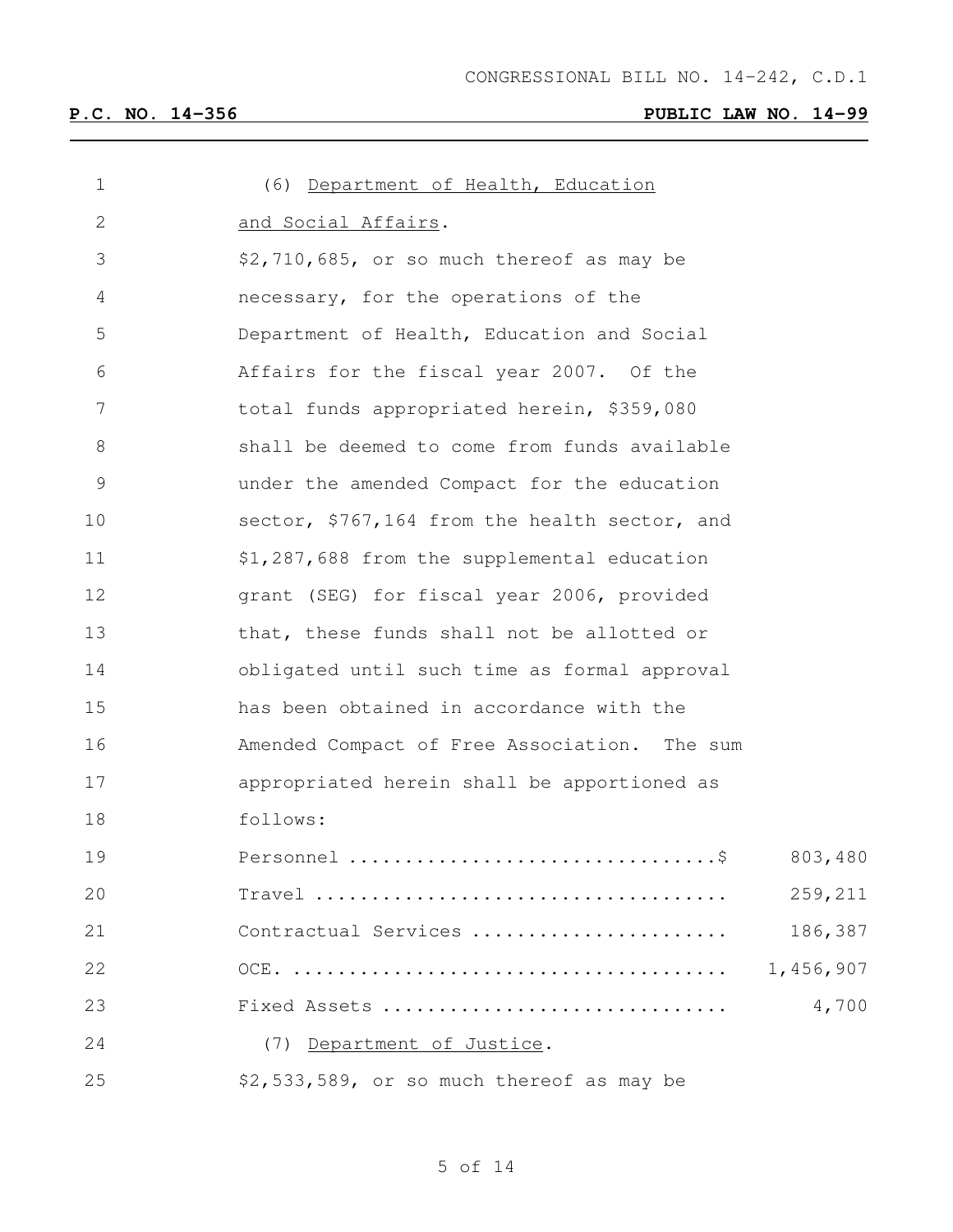(6) Department of Health, Education and Social Affairs.

$2,710,685, or so much thereof as may be necessary, for the operations of the Department of Health, Education and Social Affairs for the fiscal year 2007. Of the total funds appropriated herein, $359,080 shall be deemed to come from funds available under the amended Compact for the education sector, $767,164 from the health sector, and $1,287,688 from the supplemental education grant (SEG) for fiscal year 2006, provided that, these funds shall not be allotted or obligated until such time as formal approval has been obtained in accordance with the Amended Compact of Free Association. The sum appropriated herein shall be apportioned as follows:

| | |
|---|---|
| Personnel ................................$ | 803,480 |
| Travel .................................... | 259,211 |
| Contractual Services ...................... | 186,387 |
| OCE. ...................................... | 1,456,907 |
| Fixed Assets .............................. | 4,700 |

(7) Department of Justice.

$2,533,589, or so much thereof as may be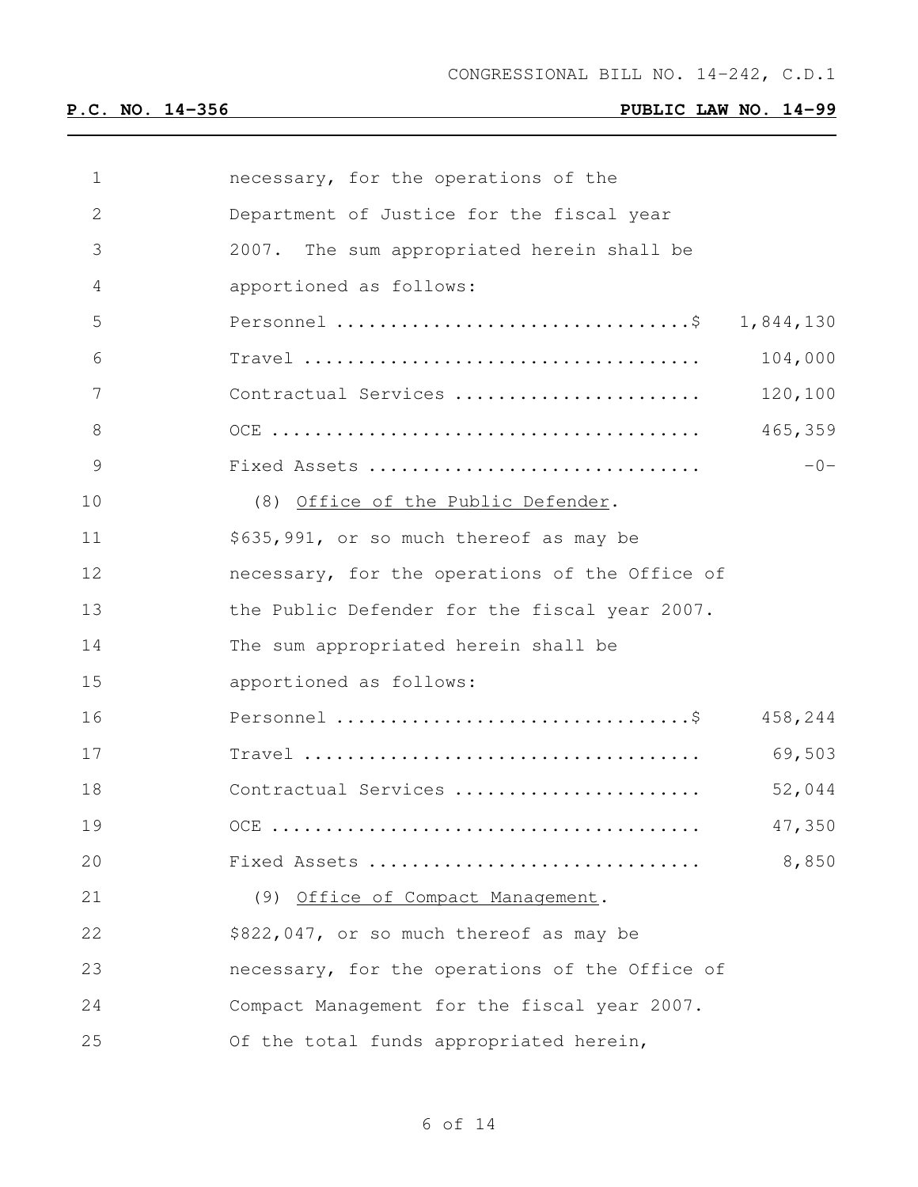necessary, for the operations of the Department of Justice for the fiscal year 2007. The sum appropriated herein shall be apportioned as follows:

| | |
|---|---|
| Personnel ................................ | $ 1,844,130 |
| Travel .................................... | 104,000 |
| Contractual Services ...................... | 120,100 |
| OCE ....................................... | 465,359 |
| Fixed Assets .............................. | -0- |

(8) Office of the Public Defender.

$635,991, or so much thereof as may be necessary, for the operations of the Office of the Public Defender for the fiscal year 2007. The sum appropriated herein shall be apportioned as follows:

| | |
|---|---|
| Personnel ................................ | $ 458,244 |
| Travel .................................... | 69,503 |
| Contractual Services ...................... | 52,044 |
| OCE ....................................... | 47,350 |
| Fixed Assets .............................. | 8,850 |

(9) Office of Compact Management.

$822,047, or so much thereof as may be necessary, for the operations of the Office of Compact Management for the fiscal year 2007. Of the total funds appropriated herein,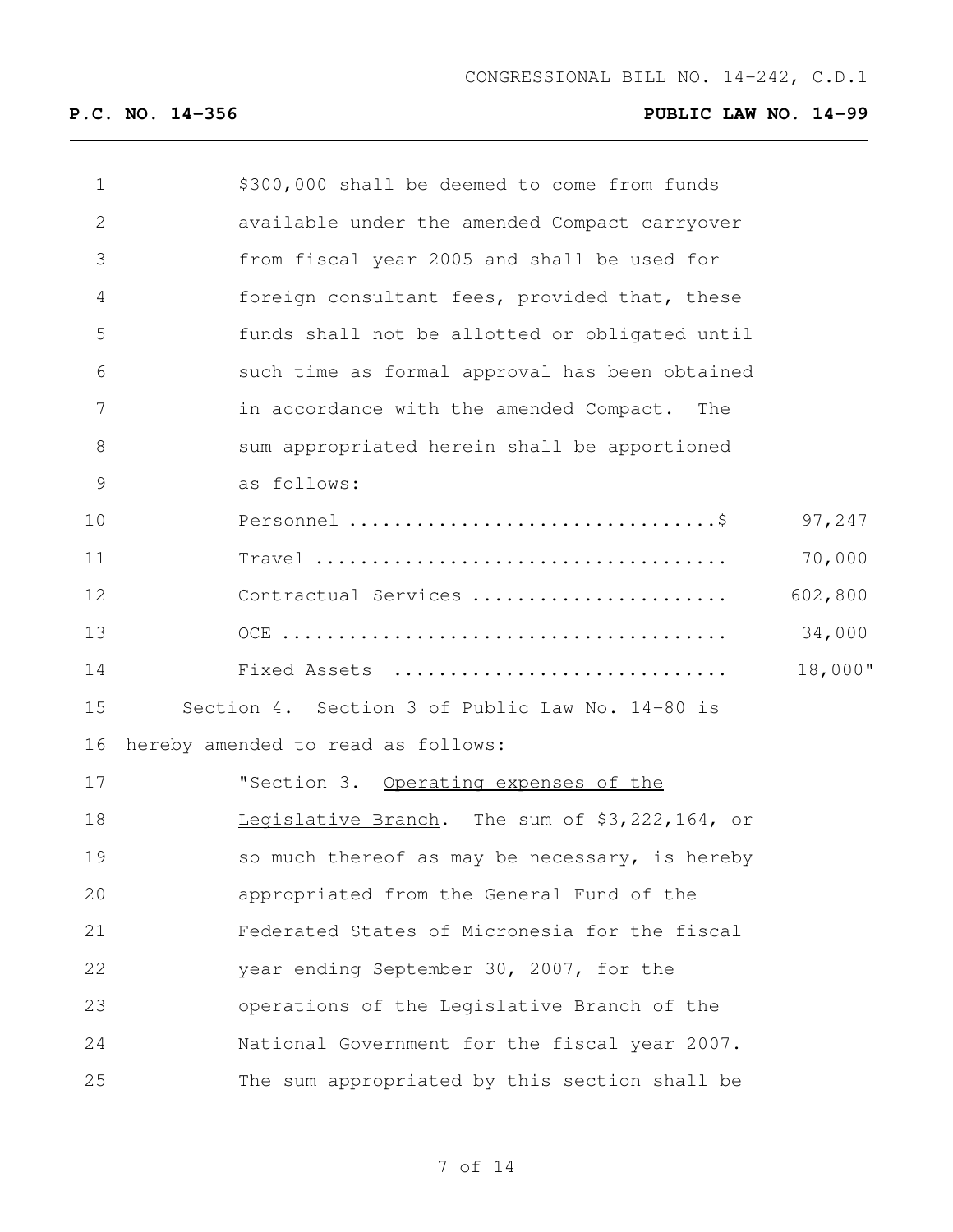$300,000 shall be deemed to come from funds available under the amended Compact carryover from fiscal year 2005 and shall be used for foreign consultant fees, provided that, these funds shall not be allotted or obligated until such time as formal approval has been obtained in accordance with the amended Compact. The sum appropriated herein shall be apportioned as follows:

| | |
|---|---|
| Personnel ................................$ | 97,247 |
| Travel .................................... | 70,000 |
| Contractual Services ...................... | 602,800 |
| OCE ....................................... | 34,000 |
| Fixed Assets ............................ | 18,000" |

Section 4. Section 3 of Public Law No. 14-80 is hereby amended to read as follows:

"Section 3. Operating expenses of the Legislative Branch. The sum of $3,222,164, or so much thereof as may be necessary, is hereby appropriated from the General Fund of the Federated States of Micronesia for the fiscal year ending September 30, 2007, for the operations of the Legislative Branch of the National Government for the fiscal year 2007. The sum appropriated by this section shall be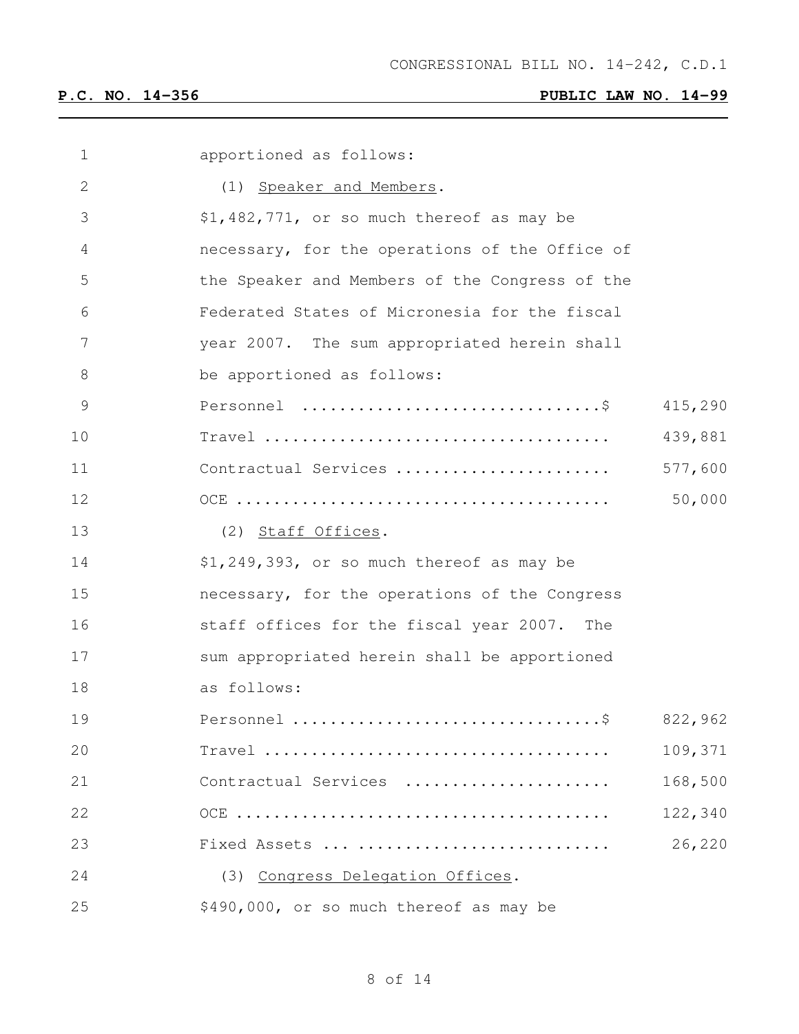apportioned as follows:

(1) Speaker and Members.

$1,482,771, or so much thereof as may be necessary, for the operations of the Office of the Speaker and Members of the Congress of the Federated States of Micronesia for the fiscal year 2007. The sum appropriated herein shall be apportioned as follows:

| | |
|---|---|
| Personnel ...............................$ | 415,290 |
| Travel .................................... | 439,881 |
| Contractual Services ...................... | 577,600 |
| OCE ....................................... | 50,000 |

(2) Staff Offices.

$1,249,393, or so much thereof as may be necessary, for the operations of the Congress staff offices for the fiscal year 2007. The sum appropriated herein shall be apportioned as follows:

| | |
|---|---|
| Personnel ................................$ | 822,962 |
| Travel .................................... | 109,371 |
| Contractual Services ..................... | 168,500 |
| OCE ....................................... | 122,340 |
| Fixed Assets ... .......................... | 26,220 |

(3) Congress Delegation Offices.

$490,000, or so much thereof as may be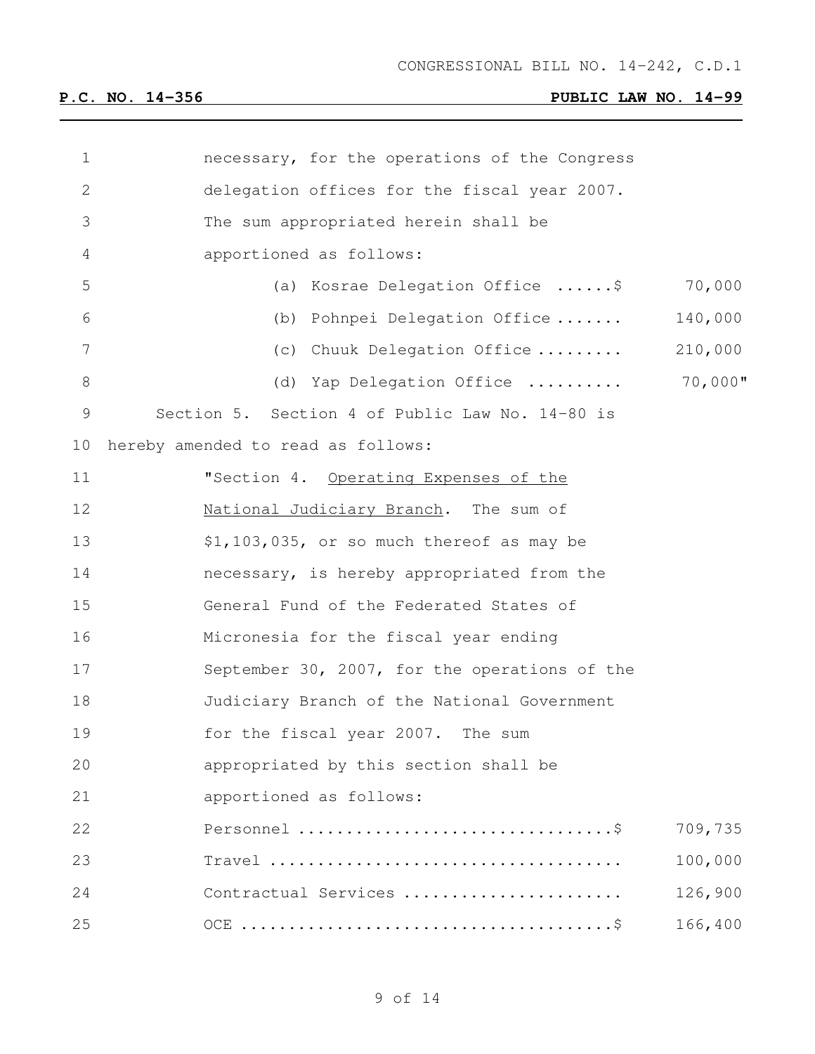necessary, for the operations of the Congress delegation offices for the fiscal year 2007. The sum appropriated herein shall be apportioned as follows:

| | |
|---|---|
| (a) Kosrae Delegation Office ......$ | 70,000 |
| (b) Pohnpei Delegation Office ....... | 140,000 |
| (c) Chuuk Delegation Office ......... | 210,000 |
| (d) Yap Delegation Office .......... | 70,000" |

Section 5. Section 4 of Public Law No. 14-80 is hereby amended to read as follows:

"Section 4. Operating Expenses of the National Judiciary Branch. The sum of $1,103,035, or so much thereof as may be necessary, is hereby appropriated from the General Fund of the Federated States of Micronesia for the fiscal year ending September 30, 2007, for the operations of the Judiciary Branch of the National Government for the fiscal year 2007. The sum appropriated by this section shall be apportioned as follows:

| | |
|---|---|
| Personnel ................................$ | 709,735 |
| Travel .................................... | 100,000 |
| Contractual Services ...................... | 126,900 |
| OCE .......................................$ | 166,400 |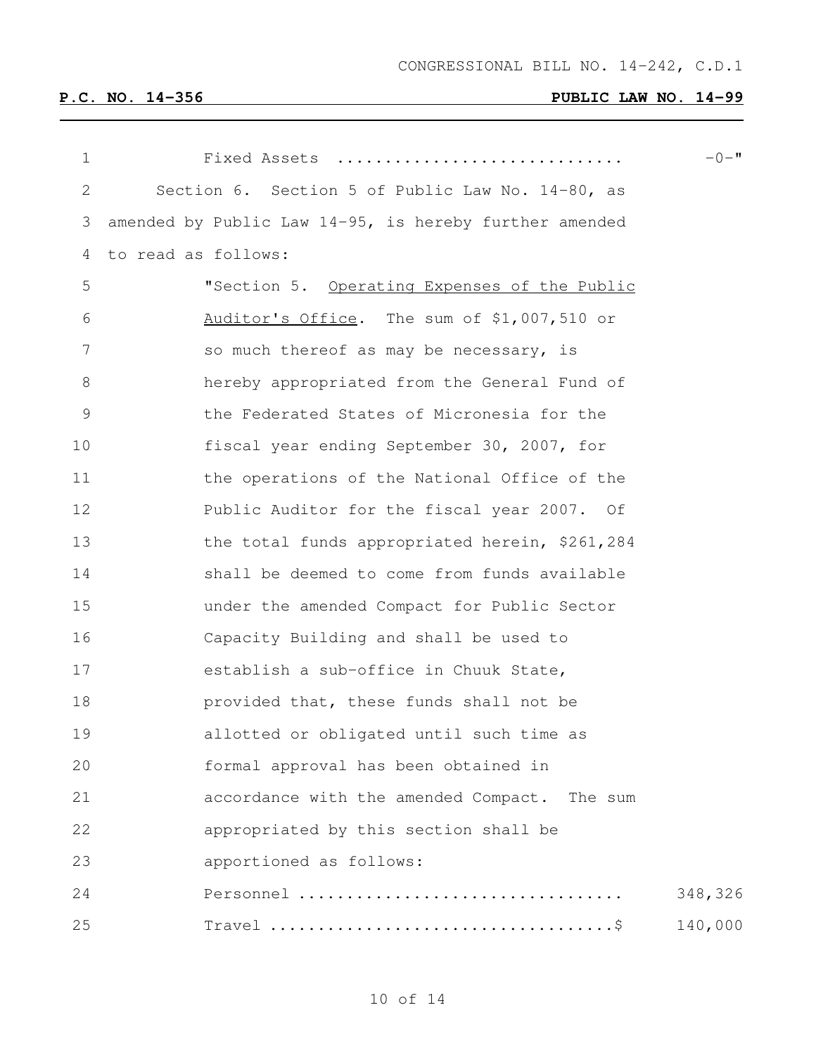Fixed Assets ............................ -0-"

Section 6. Section 5 of Public Law No. 14-80, as amended by Public Law 14-95, is hereby further amended to read as follows:

"Section 5. Operating Expenses of the Public Auditor's Office. The sum of $1,007,510 or so much thereof as may be necessary, is hereby appropriated from the General Fund of the Federated States of Micronesia for the fiscal year ending September 30, 2007, for the operations of the National Office of the Public Auditor for the fiscal year 2007. Of the total funds appropriated herein, $261,284 shall be deemed to come from funds available under the amended Compact for Public Sector Capacity Building and shall be used to establish a sub-office in Chuuk State, provided that, these funds shall not be allotted or obligated until such time as formal approval has been obtained in accordance with the amended Compact. The sum appropriated by this section shall be apportioned as follows:

| | |
|---|---|
| Personnel ................................ | 348,326 |
| Travel ..................................$ | 140,000 |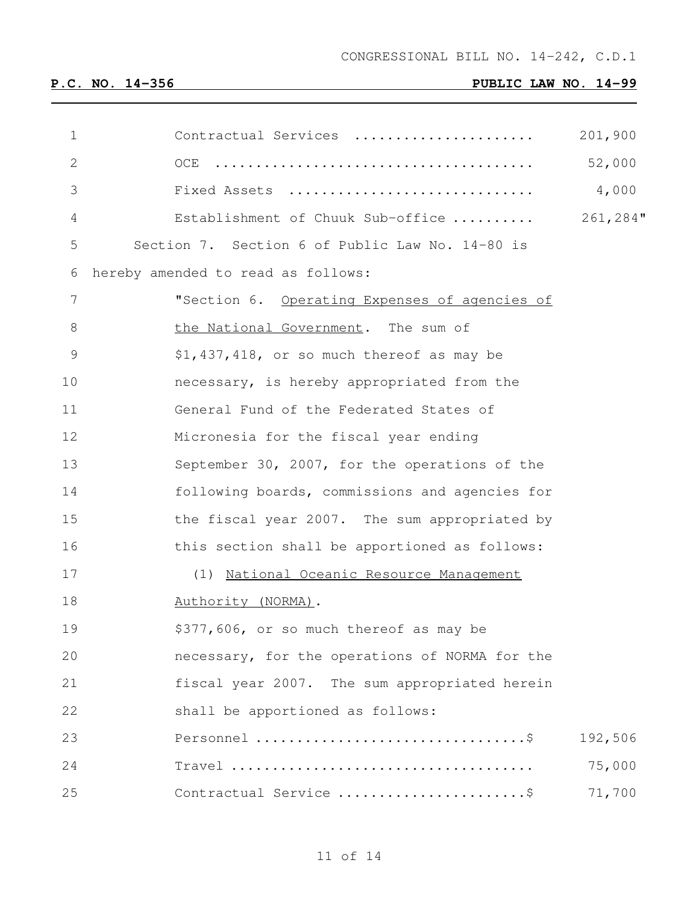CONGRESSIONAL BILL NO. 14-242, C.D.1

**P.C. NO. 14-356** **PUBLIC LAW NO. 14-99**

| | |
|---|---|
| Contractual Services ..................... | 201,900 |
| OCE ...................................... | 52,000 |
| Fixed Assets ............................. | 4,000 |
| Establishment of Chuuk Sub-office .......... | 261,284" |

Section 7. Section 6 of Public Law No. 14-80 is hereby amended to read as follows:

"Section 6. Operating Expenses of agencies of the National Government. The sum of $1,437,418, or so much thereof as may be necessary, is hereby appropriated from the General Fund of the Federated States of Micronesia for the fiscal year ending September 30, 2007, for the operations of the following boards, commissions and agencies for the fiscal year 2007. The sum appropriated by this section shall be apportioned as follows:

(1) National Oceanic Resource Management Authority (NORMA).

$377,606, or so much thereof as may be necessary, for the operations of NORMA for the fiscal year 2007. The sum appropriated herein shall be apportioned as follows:

| | |
|---|---|
| Personnel ................................$ | 192,506 |
| Travel ................................... | 75,000 |
| Contractual Service ......................$ | 71,700 |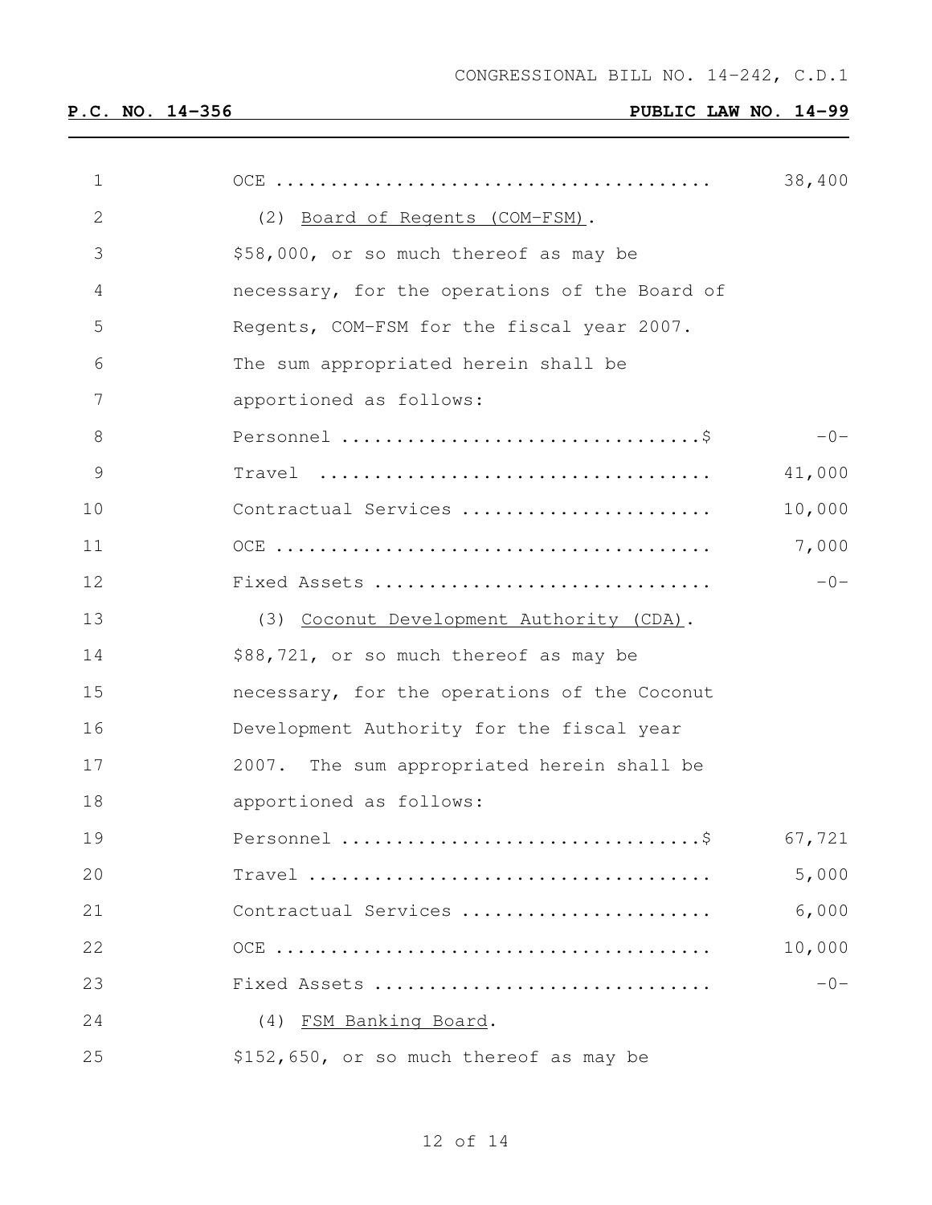CONGRESSIONAL BILL NO. 14-242, C.D.1

**P.C. NO. 14-356** **PUBLIC LAW NO. 14-99**

OCE ........................................ 38,400

(2) Board of Regents (COM-FSM).

$58,000, or so much thereof as may be necessary, for the operations of the Board of Regents, COM-FSM for the fiscal year 2007. The sum appropriated herein shall be apportioned as follows:

| | |
|---|---|
| Personnel ................................$ | -0- |
| Travel .................................... | 41,000 |
| Contractual Services ...................... | 10,000 |
| OCE ........................................ | 7,000 |
| Fixed Assets .............................. | -0- |

(3) Coconut Development Authority (CDA).

$88,721, or so much thereof as may be necessary, for the operations of the Coconut Development Authority for the fiscal year 2007. The sum appropriated herein shall be apportioned as follows:

| | |
|---|---|
| Personnel ................................$ | 67,721 |
| Travel .................................... | 5,000 |
| Contractual Services ...................... | 6,000 |
| OCE ........................................ | 10,000 |
| Fixed Assets .............................. | -0- |

(4) FSM Banking Board.

$152,650, or so much thereof as may be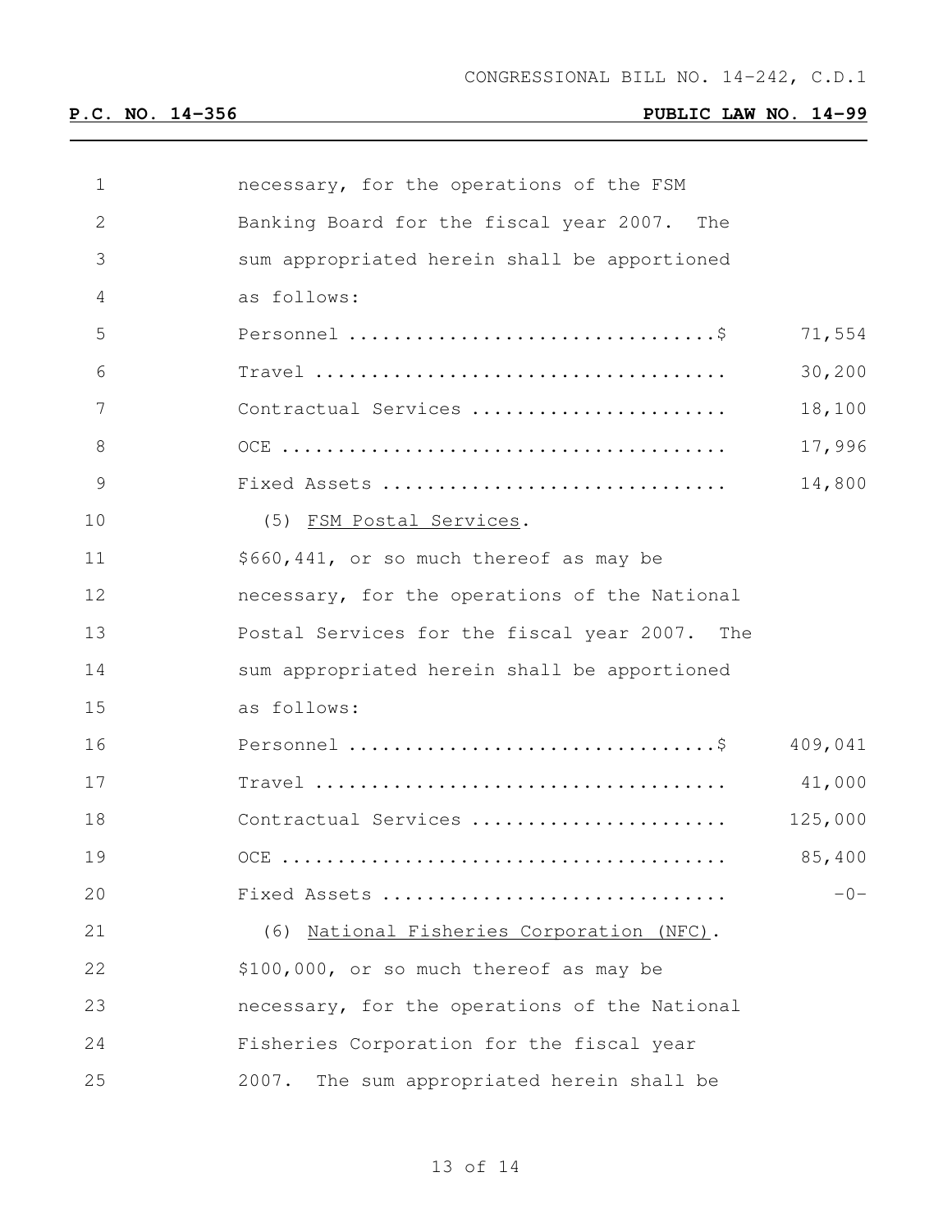CONGRESSIONAL BILL NO. 14-242, C.D.1

**P.C. NO. 14-356** **PUBLIC LAW NO. 14-99**

necessary, for the operations of the FSM Banking Board for the fiscal year 2007. The sum appropriated herein shall be apportioned as follows:

| | |
|---|---|
| Personnel ................................$ | 71,554 |
| Travel .................................... | 30,200 |
| Contractual Services ...................... | 18,100 |
| OCE ....................................... | 17,996 |
| Fixed Assets .............................. | 14,800 |

(5) <u>FSM Postal Services</u>.

$660,441, or so much thereof as may be necessary, for the operations of the National Postal Services for the fiscal year 2007. The sum appropriated herein shall be apportioned as follows:

| | |
|---|---|
| Personnel ................................$ | 409,041 |
| Travel .................................... | 41,000 |
| Contractual Services ...................... | 125,000 |
| OCE ....................................... | 85,400 |
| Fixed Assets .............................. | -0- |

(6) <u>National Fisheries Corporation (NFC)</u>.

$100,000, or so much thereof as may be necessary, for the operations of the National Fisheries Corporation for the fiscal year 2007. The sum appropriated herein shall be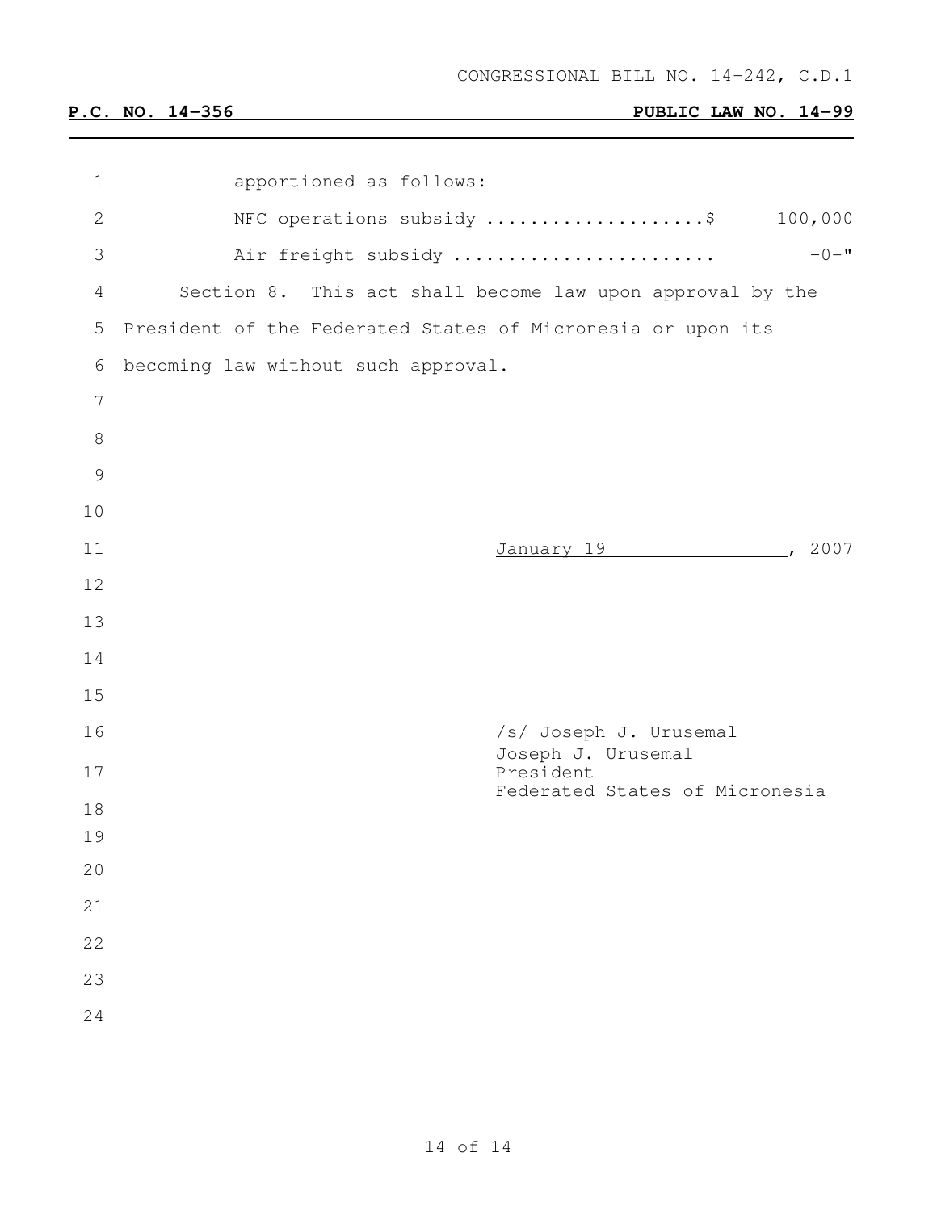apportioned as follows:

NFC operations subsidy ....................$ 100,000

Air freight subsidy ........................ -0-"

Section 8. This act shall become law upon approval by the President of the Federated States of Micronesia or upon its becoming law without such approval.

January 19, 2007

/s/ Joseph J. Urusemal

Joseph J. Urusemal
President
Federated States of Micronesia